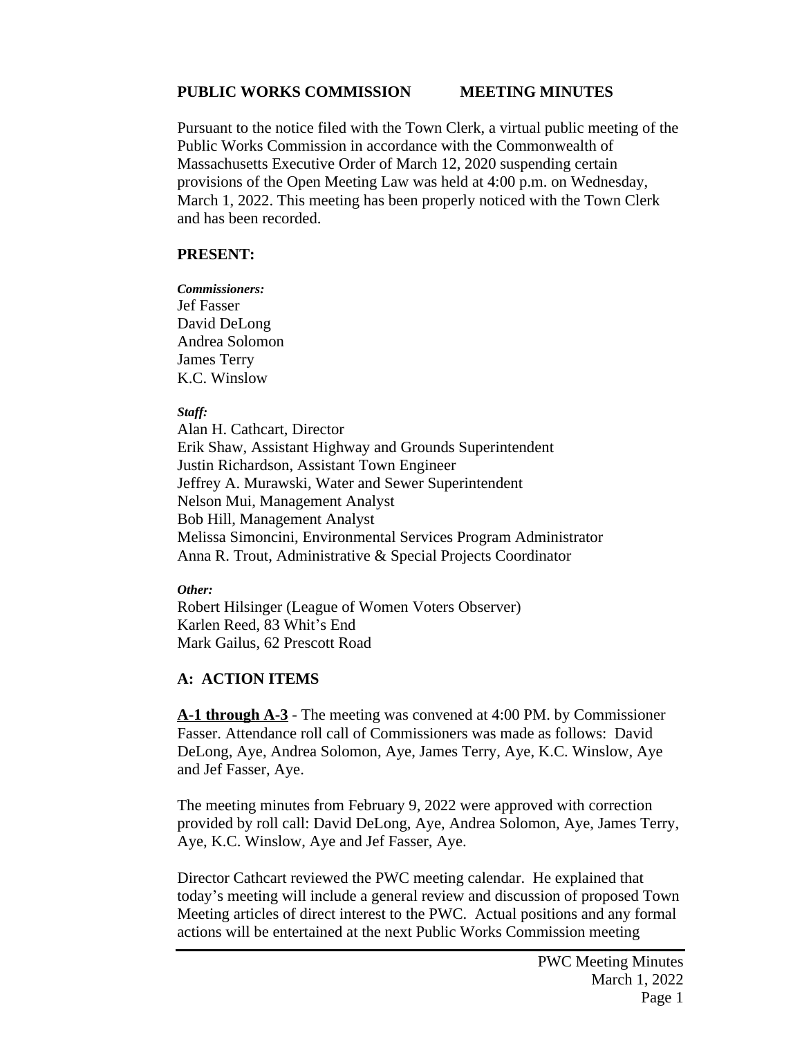**PUBLIC WORKS COMMISSION MEETING MINUTES**

Pursuant to the notice filed with the Town Clerk, a virtual public meeting of the Public Works Commission in accordance with the Commonwealth of Massachusetts Executive Order of March 12, 2020 suspending certain provisions of the Open Meeting Law was held at 4:00 p.m. on Wednesday, March 1, 2022. This meeting has been properly noticed with the Town Clerk and has been recorded.

**PRESENT:**

***Commissioners:***
Jef Fasser
David DeLong
Andrea Solomon
James Terry
K.C. Winslow

***Staff:***
Alan H. Cathcart, Director
Erik Shaw, Assistant Highway and Grounds Superintendent
Justin Richardson, Assistant Town Engineer
Jeffrey A. Murawski, Water and Sewer Superintendent
Nelson Mui, Management Analyst
Bob Hill, Management Analyst
Melissa Simoncini, Environmental Services Program Administrator
Anna R. Trout, Administrative & Special Projects Coordinator

***Other:***
Robert Hilsinger (League of Women Voters Observer)
Karlen Reed, 83 Whit's End
Mark Gailus, 62 Prescott Road

**A: ACTION ITEMS**

**A-1 through A-3** - The meeting was convened at 4:00 PM. by Commissioner Fasser. Attendance roll call of Commissioners was made as follows: David DeLong, Aye, Andrea Solomon, Aye, James Terry, Aye, K.C. Winslow, Aye and Jef Fasser, Aye.

The meeting minutes from February 9, 2022 were approved with correction provided by roll call: David DeLong, Aye, Andrea Solomon, Aye, James Terry, Aye, K.C. Winslow, Aye and Jef Fasser, Aye.

Director Cathcart reviewed the PWC meeting calendar. He explained that today's meeting will include a general review and discussion of proposed Town Meeting articles of direct interest to the PWC. Actual positions and any formal actions will be entertained at the next Public Works Commission meeting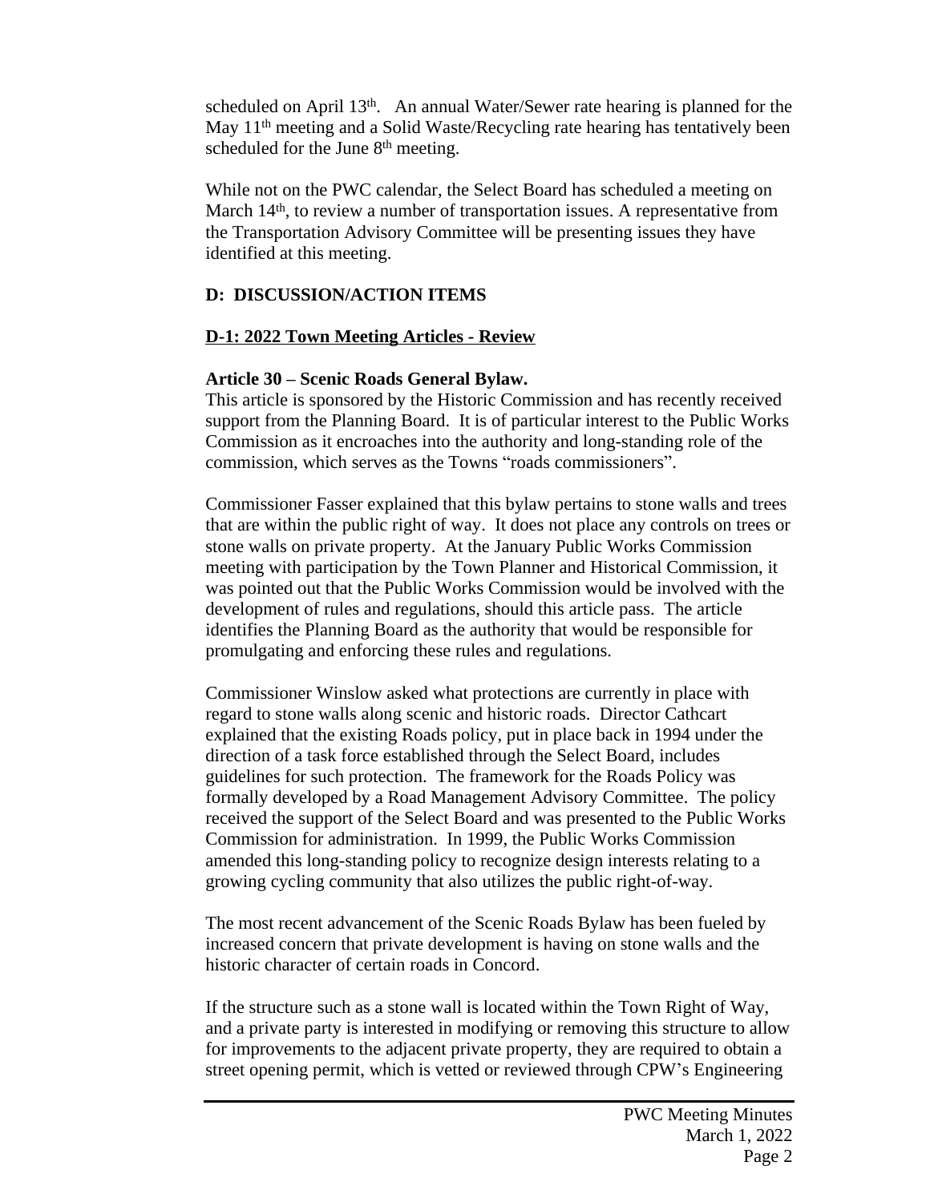scheduled on April 13th. An annual Water/Sewer rate hearing is planned for the May 11th meeting and a Solid Waste/Recycling rate hearing has tentatively been scheduled for the June 8th meeting.

While not on the PWC calendar, the Select Board has scheduled a meeting on March 14th, to review a number of transportation issues. A representative from the Transportation Advisory Committee will be presenting issues they have identified at this meeting.

## D: DISCUSSION/ACTION ITEMS

### D-1: 2022 Town Meeting Articles - Review

**Article 30 – Scenic Roads General Bylaw.**

This article is sponsored by the Historic Commission and has recently received support from the Planning Board. It is of particular interest to the Public Works Commission as it encroaches into the authority and long-standing role of the commission, which serves as the Towns "roads commissioners".

Commissioner Fasser explained that this bylaw pertains to stone walls and trees that are within the public right of way. It does not place any controls on trees or stone walls on private property. At the January Public Works Commission meeting with participation by the Town Planner and Historical Commission, it was pointed out that the Public Works Commission would be involved with the development of rules and regulations, should this article pass. The article identifies the Planning Board as the authority that would be responsible for promulgating and enforcing these rules and regulations.

Commissioner Winslow asked what protections are currently in place with regard to stone walls along scenic and historic roads. Director Cathcart explained that the existing Roads policy, put in place back in 1994 under the direction of a task force established through the Select Board, includes guidelines for such protection. The framework for the Roads Policy was formally developed by a Road Management Advisory Committee. The policy received the support of the Select Board and was presented to the Public Works Commission for administration. In 1999, the Public Works Commission amended this long-standing policy to recognize design interests relating to a growing cycling community that also utilizes the public right-of-way.

The most recent advancement of the Scenic Roads Bylaw has been fueled by increased concern that private development is having on stone walls and the historic character of certain roads in Concord.

If the structure such as a stone wall is located within the Town Right of Way, and a private party is interested in modifying or removing this structure to allow for improvements to the adjacent private property, they are required to obtain a street opening permit, which is vetted or reviewed through CPW's Engineering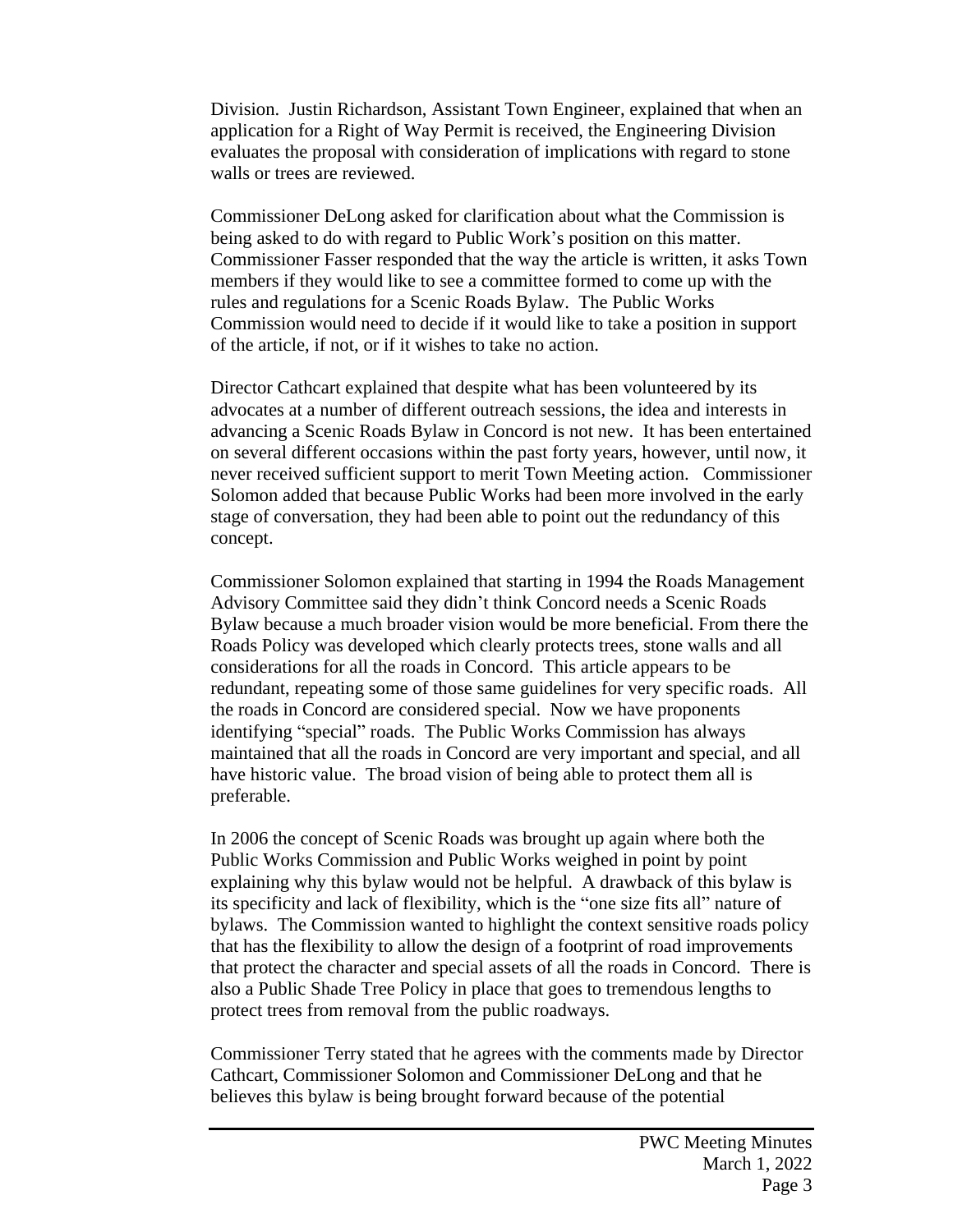Division. Justin Richardson, Assistant Town Engineer, explained that when an application for a Right of Way Permit is received, the Engineering Division evaluates the proposal with consideration of implications with regard to stone walls or trees are reviewed.

Commissioner DeLong asked for clarification about what the Commission is being asked to do with regard to Public Work's position on this matter. Commissioner Fasser responded that the way the article is written, it asks Town members if they would like to see a committee formed to come up with the rules and regulations for a Scenic Roads Bylaw. The Public Works Commission would need to decide if it would like to take a position in support of the article, if not, or if it wishes to take no action.

Director Cathcart explained that despite what has been volunteered by its advocates at a number of different outreach sessions, the idea and interests in advancing a Scenic Roads Bylaw in Concord is not new. It has been entertained on several different occasions within the past forty years, however, until now, it never received sufficient support to merit Town Meeting action. Commissioner Solomon added that because Public Works had been more involved in the early stage of conversation, they had been able to point out the redundancy of this concept.

Commissioner Solomon explained that starting in 1994 the Roads Management Advisory Committee said they didn't think Concord needs a Scenic Roads Bylaw because a much broader vision would be more beneficial. From there the Roads Policy was developed which clearly protects trees, stone walls and all considerations for all the roads in Concord. This article appears to be redundant, repeating some of those same guidelines for very specific roads. All the roads in Concord are considered special. Now we have proponents identifying "special" roads. The Public Works Commission has always maintained that all the roads in Concord are very important and special, and all have historic value. The broad vision of being able to protect them all is preferable.

In 2006 the concept of Scenic Roads was brought up again where both the Public Works Commission and Public Works weighed in point by point explaining why this bylaw would not be helpful. A drawback of this bylaw is its specificity and lack of flexibility, which is the "one size fits all" nature of bylaws. The Commission wanted to highlight the context sensitive roads policy that has the flexibility to allow the design of a footprint of road improvements that protect the character and special assets of all the roads in Concord. There is also a Public Shade Tree Policy in place that goes to tremendous lengths to protect trees from removal from the public roadways.

Commissioner Terry stated that he agrees with the comments made by Director Cathcart, Commissioner Solomon and Commissioner DeLong and that he believes this bylaw is being brought forward because of the potential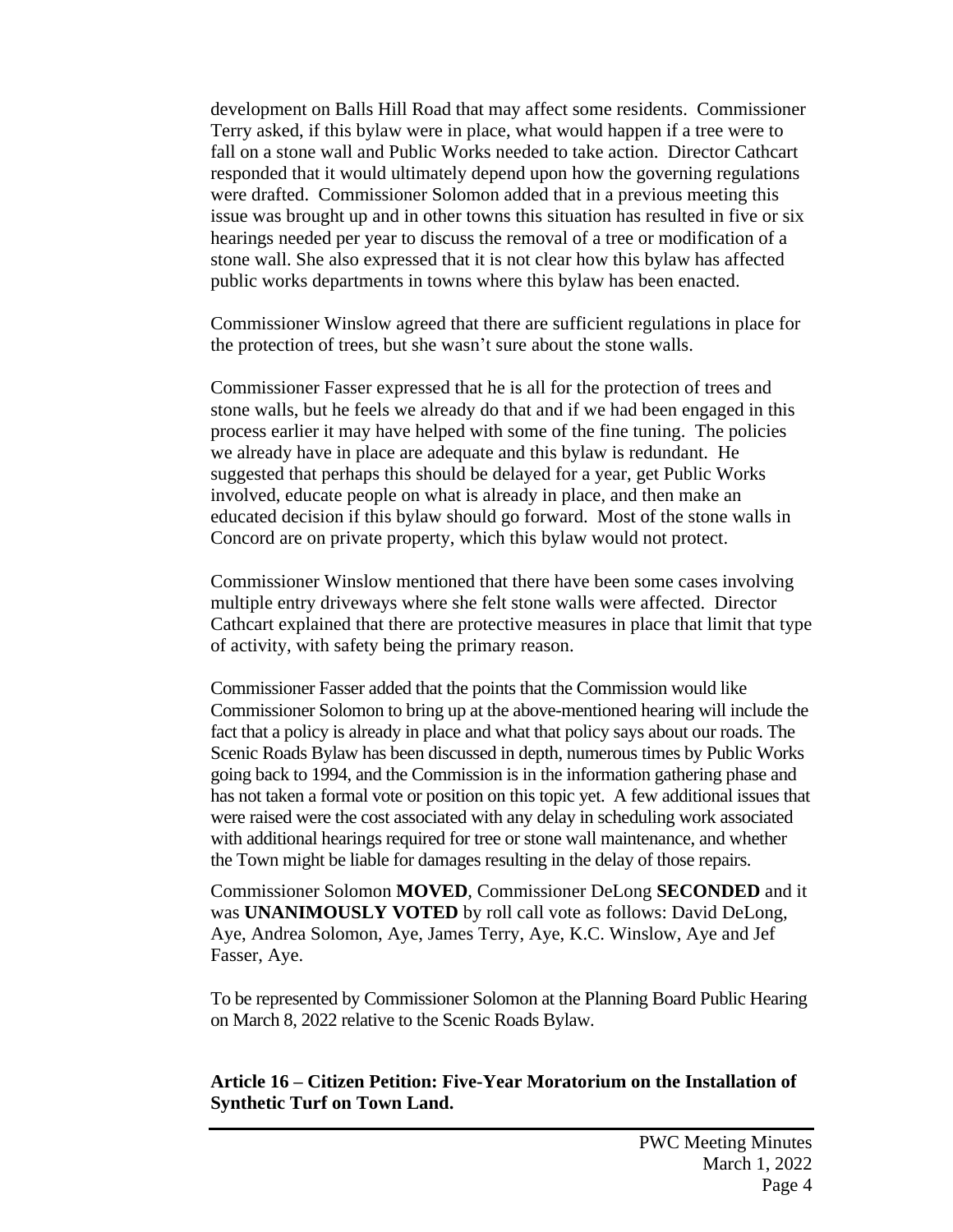development on Balls Hill Road that may affect some residents. Commissioner Terry asked, if this bylaw were in place, what would happen if a tree were to fall on a stone wall and Public Works needed to take action. Director Cathcart responded that it would ultimately depend upon how the governing regulations were drafted. Commissioner Solomon added that in a previous meeting this issue was brought up and in other towns this situation has resulted in five or six hearings needed per year to discuss the removal of a tree or modification of a stone wall. She also expressed that it is not clear how this bylaw has affected public works departments in towns where this bylaw has been enacted.

Commissioner Winslow agreed that there are sufficient regulations in place for the protection of trees, but she wasn't sure about the stone walls.

Commissioner Fasser expressed that he is all for the protection of trees and stone walls, but he feels we already do that and if we had been engaged in this process earlier it may have helped with some of the fine tuning. The policies we already have in place are adequate and this bylaw is redundant. He suggested that perhaps this should be delayed for a year, get Public Works involved, educate people on what is already in place, and then make an educated decision if this bylaw should go forward. Most of the stone walls in Concord are on private property, which this bylaw would not protect.

Commissioner Winslow mentioned that there have been some cases involving multiple entry driveways where she felt stone walls were affected. Director Cathcart explained that there are protective measures in place that limit that type of activity, with safety being the primary reason.

Commissioner Fasser added that the points that the Commission would like Commissioner Solomon to bring up at the above-mentioned hearing will include the fact that a policy is already in place and what that policy says about our roads. The Scenic Roads Bylaw has been discussed in depth, numerous times by Public Works going back to 1994, and the Commission is in the information gathering phase and has not taken a formal vote or position on this topic yet. A few additional issues that were raised were the cost associated with any delay in scheduling work associated with additional hearings required for tree or stone wall maintenance, and whether the Town might be liable for damages resulting in the delay of those repairs.

Commissioner Solomon **MOVED**, Commissioner DeLong **SECONDED** and it was **UNANIMOUSLY VOTED** by roll call vote as follows: David DeLong, Aye, Andrea Solomon, Aye, James Terry, Aye, K.C. Winslow, Aye and Jef Fasser, Aye.

To be represented by Commissioner Solomon at the Planning Board Public Hearing on March 8, 2022 relative to the Scenic Roads Bylaw.

**Article 16 – Citizen Petition: Five-Year Moratorium on the Installation of Synthetic Turf on Town Land.**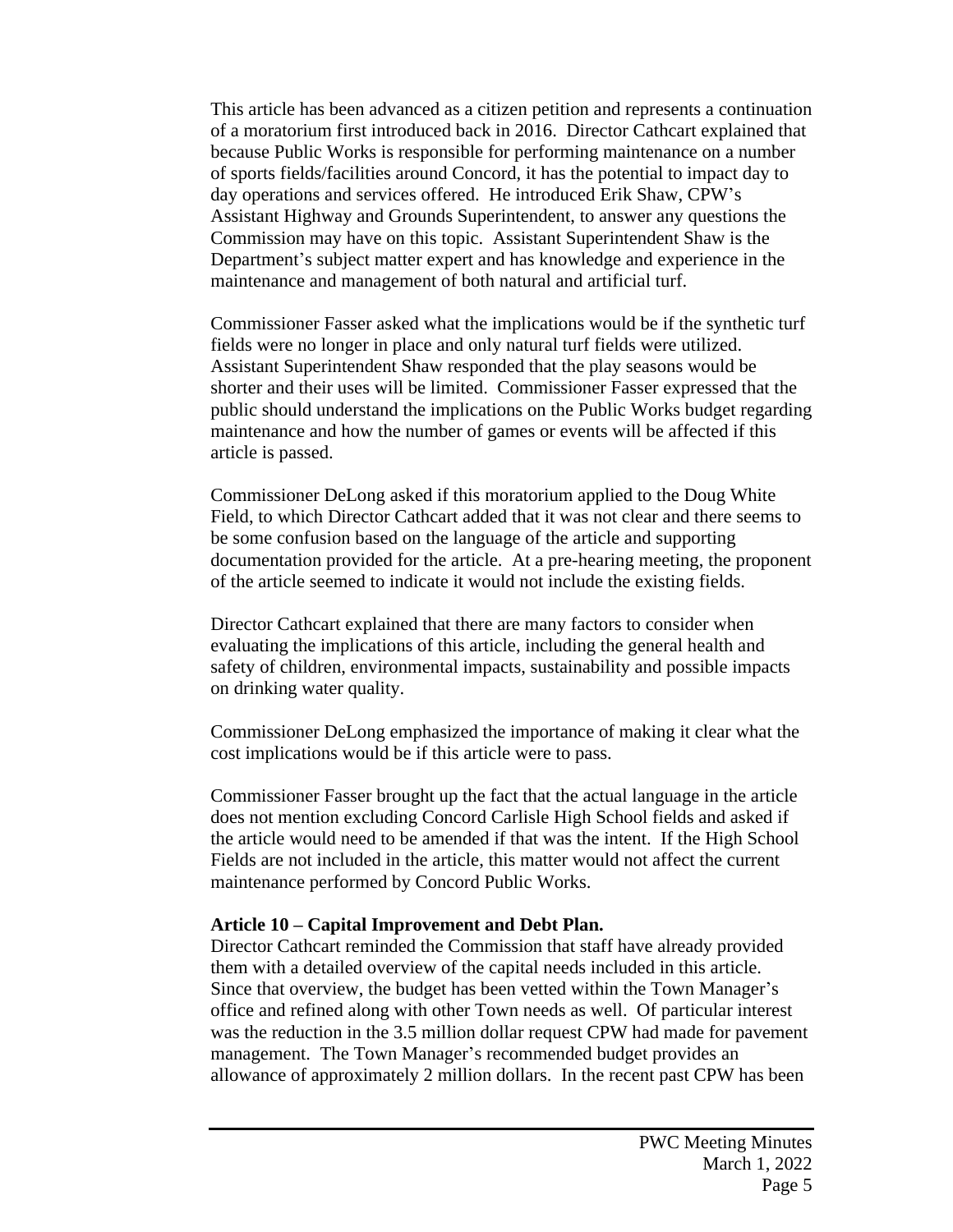This article has been advanced as a citizen petition and represents a continuation of a moratorium first introduced back in 2016. Director Cathcart explained that because Public Works is responsible for performing maintenance on a number of sports fields/facilities around Concord, it has the potential to impact day to day operations and services offered. He introduced Erik Shaw, CPW's Assistant Highway and Grounds Superintendent, to answer any questions the Commission may have on this topic. Assistant Superintendent Shaw is the Department's subject matter expert and has knowledge and experience in the maintenance and management of both natural and artificial turf.

Commissioner Fasser asked what the implications would be if the synthetic turf fields were no longer in place and only natural turf fields were utilized. Assistant Superintendent Shaw responded that the play seasons would be shorter and their uses will be limited. Commissioner Fasser expressed that the public should understand the implications on the Public Works budget regarding maintenance and how the number of games or events will be affected if this article is passed.

Commissioner DeLong asked if this moratorium applied to the Doug White Field, to which Director Cathcart added that it was not clear and there seems to be some confusion based on the language of the article and supporting documentation provided for the article. At a pre-hearing meeting, the proponent of the article seemed to indicate it would not include the existing fields.

Director Cathcart explained that there are many factors to consider when evaluating the implications of this article, including the general health and safety of children, environmental impacts, sustainability and possible impacts on drinking water quality.

Commissioner DeLong emphasized the importance of making it clear what the cost implications would be if this article were to pass.

Commissioner Fasser brought up the fact that the actual language in the article does not mention excluding Concord Carlisle High School fields and asked if the article would need to be amended if that was the intent. If the High School Fields are not included in the article, this matter would not affect the current maintenance performed by Concord Public Works.

**Article 10 – Capital Improvement and Debt Plan.**
Director Cathcart reminded the Commission that staff have already provided them with a detailed overview of the capital needs included in this article. Since that overview, the budget has been vetted within the Town Manager's office and refined along with other Town needs as well. Of particular interest was the reduction in the 3.5 million dollar request CPW had made for pavement management. The Town Manager's recommended budget provides an allowance of approximately 2 million dollars. In the recent past CPW has been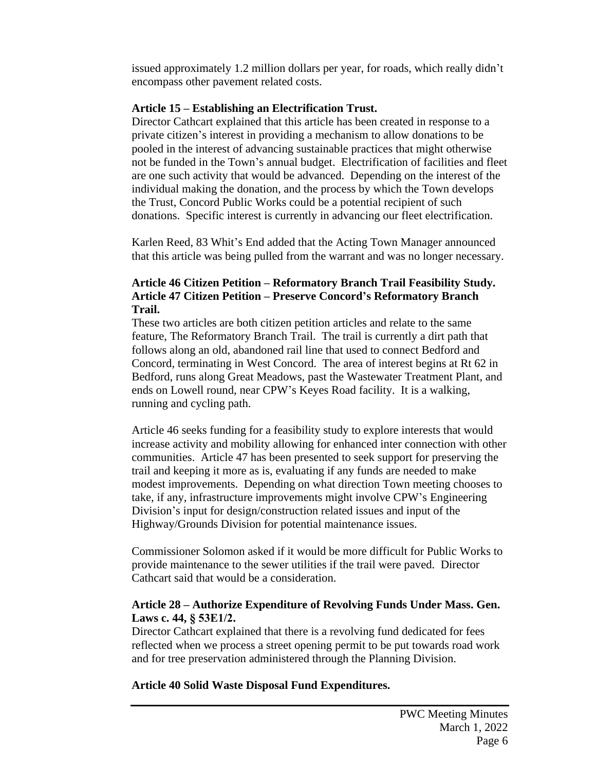issued approximately 1.2 million dollars per year, for roads, which really didn't encompass other pavement related costs.

**Article 15 – Establishing an Electrification Trust.**
Director Cathcart explained that this article has been created in response to a private citizen's interest in providing a mechanism to allow donations to be pooled in the interest of advancing sustainable practices that might otherwise not be funded in the Town's annual budget. Electrification of facilities and fleet are one such activity that would be advanced. Depending on the interest of the individual making the donation, and the process by which the Town develops the Trust, Concord Public Works could be a potential recipient of such donations. Specific interest is currently in advancing our fleet electrification.

Karlen Reed, 83 Whit's End added that the Acting Town Manager announced that this article was being pulled from the warrant and was no longer necessary.

**Article 46 Citizen Petition – Reformatory Branch Trail Feasibility Study.**
**Article 47 Citizen Petition – Preserve Concord's Reformatory Branch Trail.**
These two articles are both citizen petition articles and relate to the same feature, The Reformatory Branch Trail. The trail is currently a dirt path that follows along an old, abandoned rail line that used to connect Bedford and Concord, terminating in West Concord. The area of interest begins at Rt 62 in Bedford, runs along Great Meadows, past the Wastewater Treatment Plant, and ends on Lowell round, near CPW's Keyes Road facility. It is a walking, running and cycling path.

Article 46 seeks funding for a feasibility study to explore interests that would increase activity and mobility allowing for enhanced inter connection with other communities. Article 47 has been presented to seek support for preserving the trail and keeping it more as is, evaluating if any funds are needed to make modest improvements. Depending on what direction Town meeting chooses to take, if any, infrastructure improvements might involve CPW's Engineering Division's input for design/construction related issues and input of the Highway/Grounds Division for potential maintenance issues.

Commissioner Solomon asked if it would be more difficult for Public Works to provide maintenance to the sewer utilities if the trail were paved. Director Cathcart said that would be a consideration.

**Article 28 – Authorize Expenditure of Revolving Funds Under Mass. Gen. Laws c. 44, § 53E1/2.**
Director Cathcart explained that there is a revolving fund dedicated for fees reflected when we process a street opening permit to be put towards road work and for tree preservation administered through the Planning Division.

**Article 40 Solid Waste Disposal Fund Expenditures.**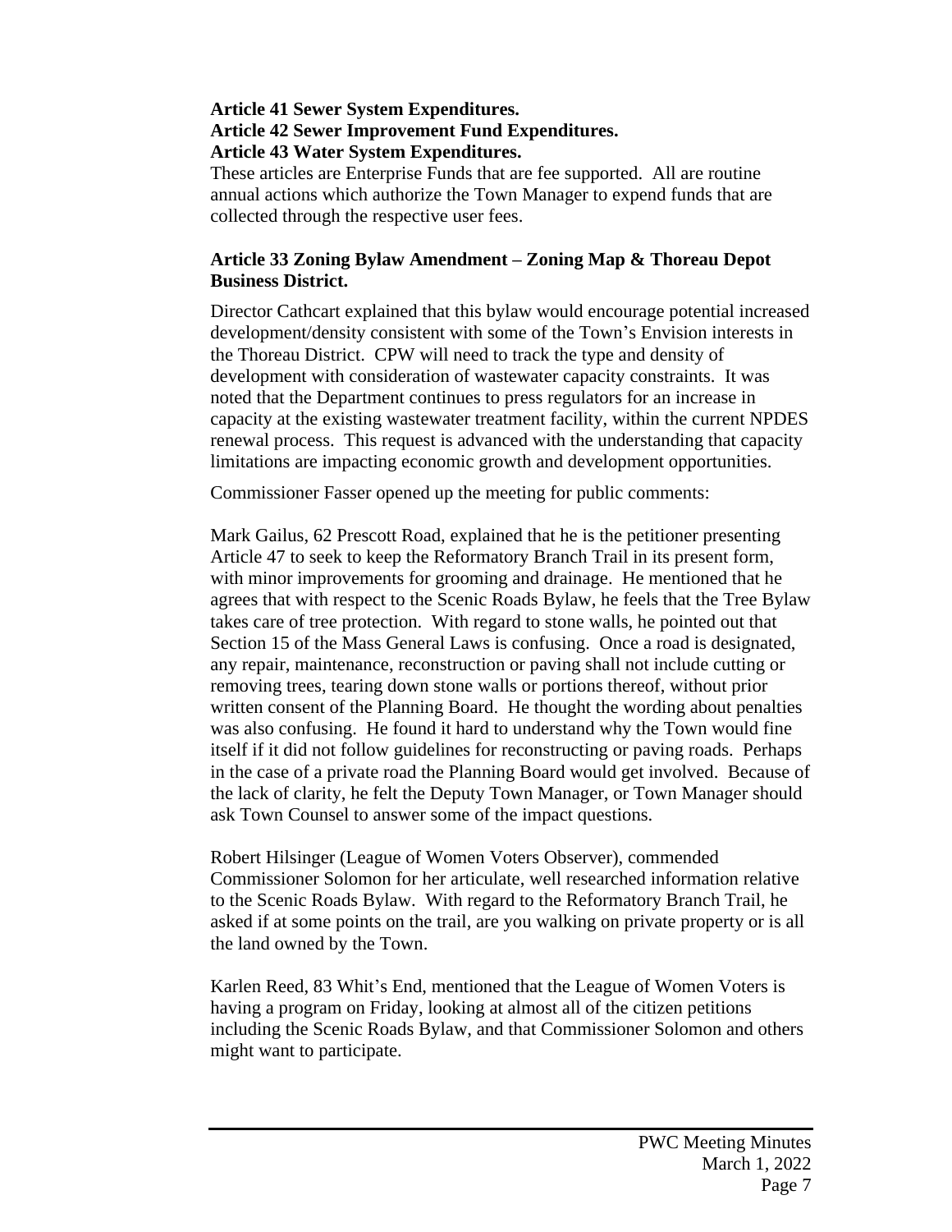**Article 41 Sewer System Expenditures.**
**Article 42 Sewer Improvement Fund Expenditures.**
**Article 43 Water System Expenditures.**

These articles are Enterprise Funds that are fee supported. All are routine annual actions which authorize the Town Manager to expend funds that are collected through the respective user fees.

**Article 33 Zoning Bylaw Amendment – Zoning Map & Thoreau Depot Business District.**

Director Cathcart explained that this bylaw would encourage potential increased development/density consistent with some of the Town's Envision interests in the Thoreau District. CPW will need to track the type and density of development with consideration of wastewater capacity constraints. It was noted that the Department continues to press regulators for an increase in capacity at the existing wastewater treatment facility, within the current NPDES renewal process. This request is advanced with the understanding that capacity limitations are impacting economic growth and development opportunities.

Commissioner Fasser opened up the meeting for public comments:

Mark Gailus, 62 Prescott Road, explained that he is the petitioner presenting Article 47 to seek to keep the Reformatory Branch Trail in its present form, with minor improvements for grooming and drainage. He mentioned that he agrees that with respect to the Scenic Roads Bylaw, he feels that the Tree Bylaw takes care of tree protection. With regard to stone walls, he pointed out that Section 15 of the Mass General Laws is confusing. Once a road is designated, any repair, maintenance, reconstruction or paving shall not include cutting or removing trees, tearing down stone walls or portions thereof, without prior written consent of the Planning Board. He thought the wording about penalties was also confusing. He found it hard to understand why the Town would fine itself if it did not follow guidelines for reconstructing or paving roads. Perhaps in the case of a private road the Planning Board would get involved. Because of the lack of clarity, he felt the Deputy Town Manager, or Town Manager should ask Town Counsel to answer some of the impact questions.

Robert Hilsinger (League of Women Voters Observer), commended Commissioner Solomon for her articulate, well researched information relative to the Scenic Roads Bylaw. With regard to the Reformatory Branch Trail, he asked if at some points on the trail, are you walking on private property or is all the land owned by the Town.

Karlen Reed, 83 Whit's End, mentioned that the League of Women Voters is having a program on Friday, looking at almost all of the citizen petitions including the Scenic Roads Bylaw, and that Commissioner Solomon and others might want to participate.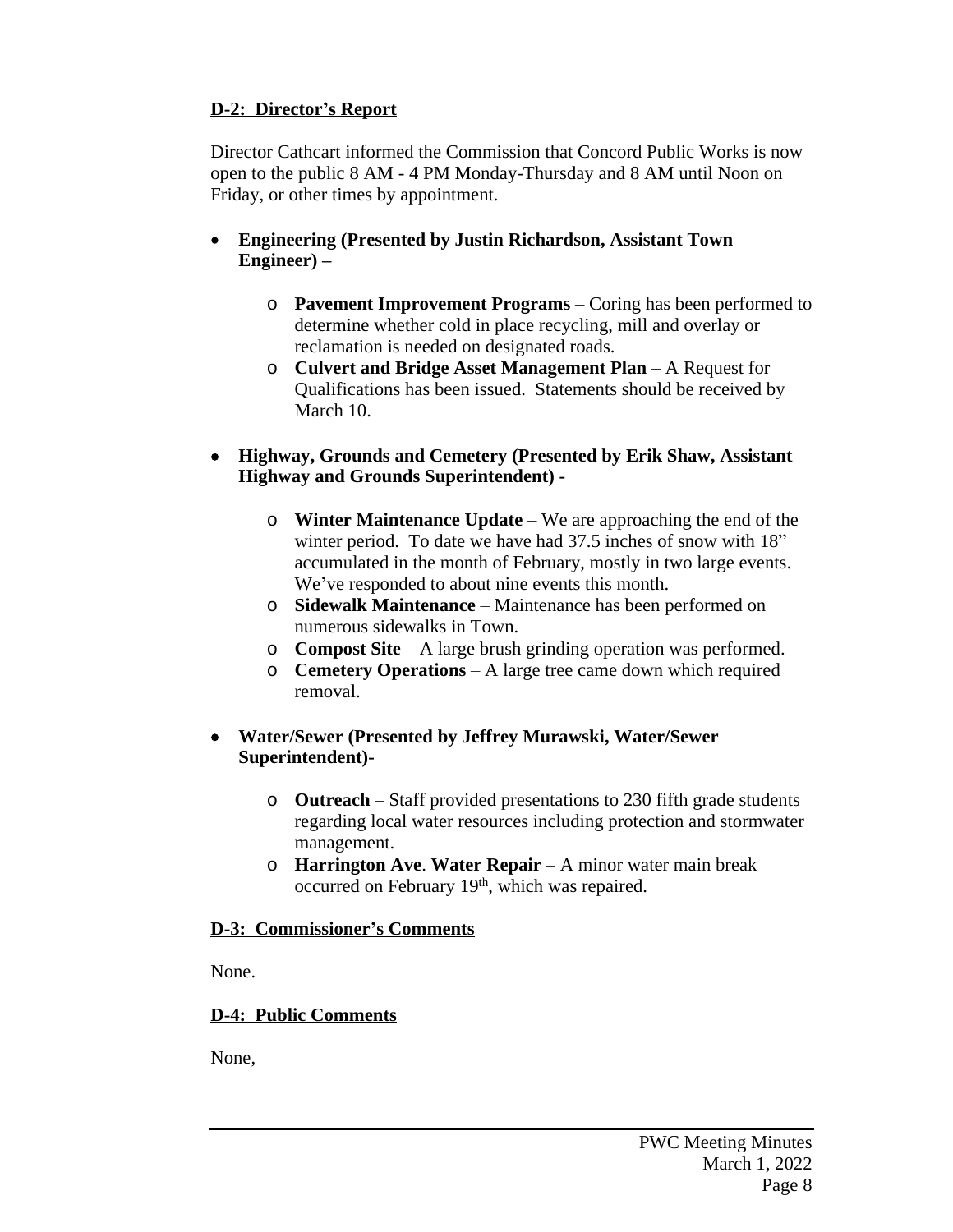**D-2: Director's Report**

Director Cathcart informed the Commission that Concord Public Works is now open to the public 8 AM - 4 PM Monday-Thursday and 8 AM until Noon on Friday, or other times by appointment.

- **Engineering (Presented by Justin Richardson, Assistant Town Engineer) –**
  - **Pavement Improvement Programs** – Coring has been performed to determine whether cold in place recycling, mill and overlay or reclamation is needed on designated roads.
  - **Culvert and Bridge Asset Management Plan** – A Request for Qualifications has been issued. Statements should be received by March 10.

- **Highway, Grounds and Cemetery (Presented by Erik Shaw, Assistant Highway and Grounds Superintendent) -**
  - **Winter Maintenance Update** – We are approaching the end of the winter period. To date we have had 37.5 inches of snow with 18" accumulated in the month of February, mostly in two large events. We've responded to about nine events this month.
  - **Sidewalk Maintenance** – Maintenance has been performed on numerous sidewalks in Town.
  - **Compost Site** – A large brush grinding operation was performed.
  - **Cemetery Operations** – A large tree came down which required removal.

- **Water/Sewer (Presented by Jeffrey Murawski, Water/Sewer Superintendent)-**
  - **Outreach** – Staff provided presentations to 230 fifth grade students regarding local water resources including protection and stormwater management.
  - **Harrington Ave**. **Water Repair** – A minor water main break occurred on February 19th, which was repaired.

**D-3: Commissioner's Comments**

None.

**D-4: Public Comments**

None,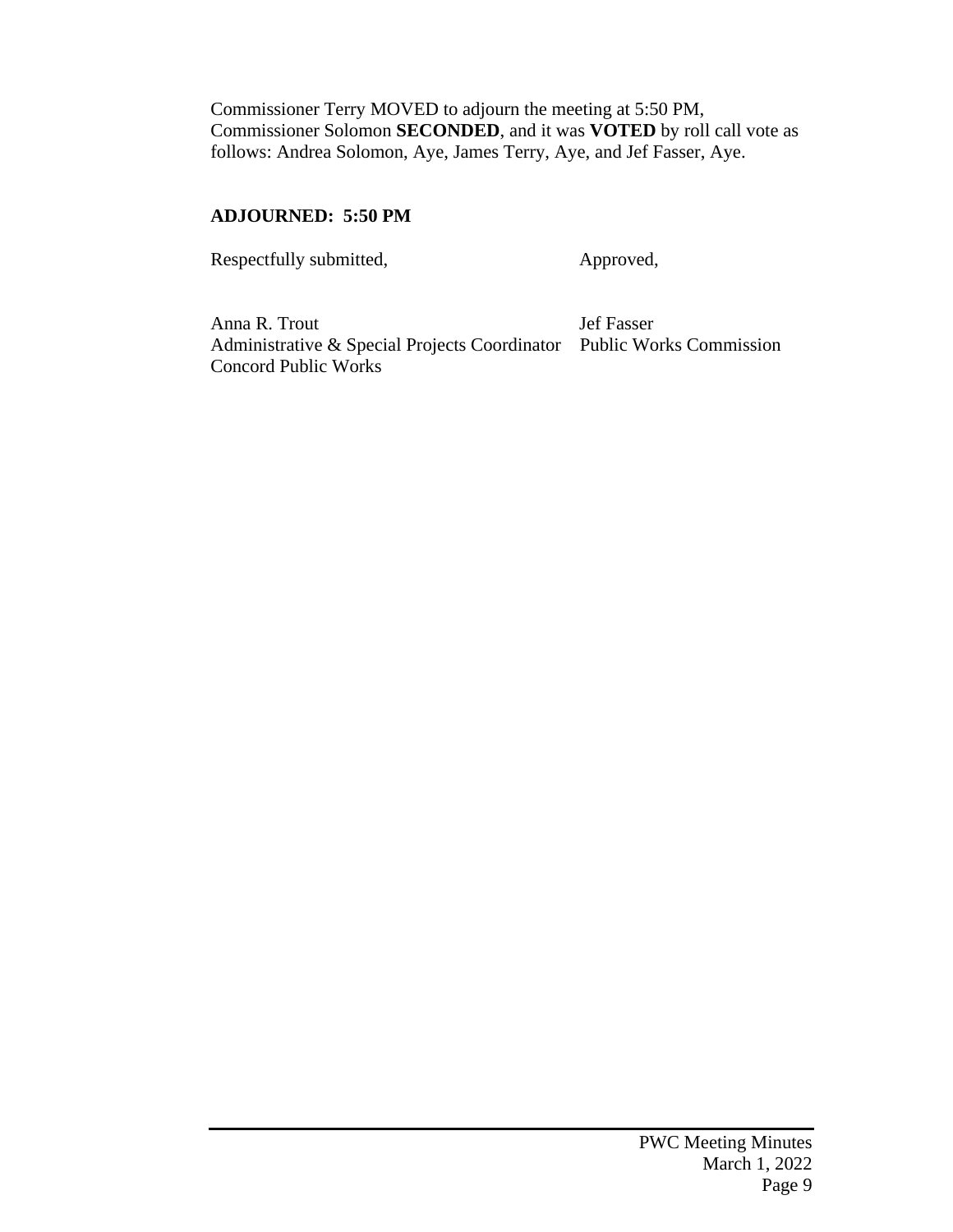Commissioner Terry MOVED to adjourn the meeting at 5:50 PM, Commissioner Solomon **SECONDED**, and it was **VOTED** by roll call vote as follows: Andrea Solomon, Aye, James Terry, Aye, and Jef Fasser, Aye.

**ADJOURNED: 5:50 PM**

| | |
|---|---|
| Respectfully submitted, | Approved, |
| Anna R. Trout<br>Administrative & Special Projects Coordinator<br>Concord Public Works | Jef Fasser<br>Public Works Commission |